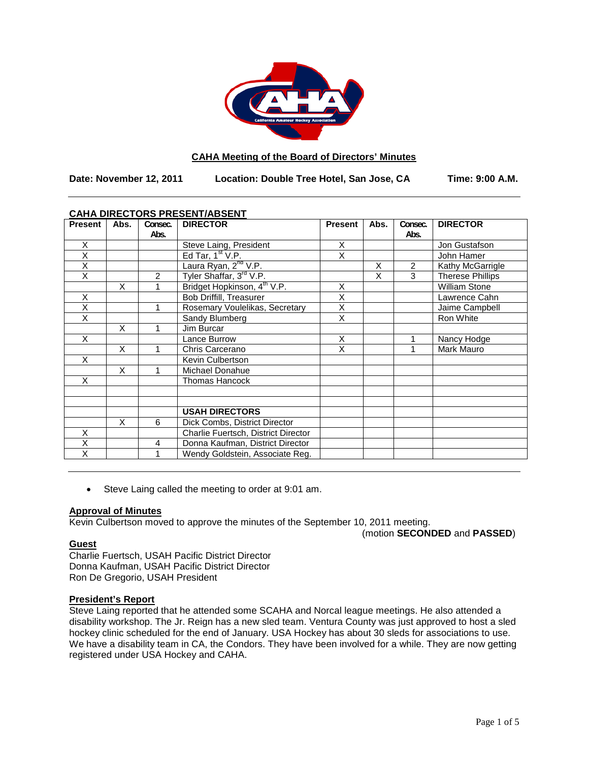## CAHA Meeting of the Board of Directors' Minutes

**Date: November 12, 2011** **Location: Double Tree Hotel, San Jose, CA** **Time: 9:00 A.M.**

---

### CAHA DIRECTORS PRESENT/ABSENT

| Present | Abs. | Consec. Abs. | DIRECTOR | Present | Abs. | Consec. Abs. | DIRECTOR |
|---|---|---|---|---|---|---|---|
| X | | | Steve Laing, President | X | | | Jon Gustafson |
| X | | | Ed Tar, 1st V.P. | X | | | John Hamer |
| X | | | Laura Ryan, 2nd V.P. | | X | 2 | Kathy McGarrigle |
| X | | 2 | Tyler Shaffar, 3rd V.P. | | X | 3 | Therese Phillips |
| | X | 1 | Bridget Hopkinson, 4th V.P. | X | | | William Stone |
| X | | | Bob Driffill, Treasurer | X | | | Lawrence Cahn |
| X | | 1 | Rosemary Voulelikas, Secretary | X | | | Jaime Campbell |
| X | | | Sandy Blumberg | X | | | Ron White |
| | X | 1 | Jim Burcar | | | | |
| X | | | Lance Burrow | X | | 1 | Nancy Hodge |
| | X | 1 | Chris Carcerano | X | | 1 | Mark Mauro |
| X | | | Kevin Culbertson | | | | |
| | X | 1 | Michael Donahue | | | | |
| X | | | Thomas Hancock | | | | |
| | | | | | | | |
| | | | | | | | |
| | | | **USAH DIRECTORS** | | | | |
| | X | 6 | Dick Combs, District Director | | | | |
| X | | | Charlie Fuertsch, District Director | | | | |
| X | | 4 | Donna Kaufman, District Director | | | | |
| X | | 1 | Wendy Goldstein, Associate Reg. | | | | |

---

- Steve Laing called the meeting to order at 9:01 am.

**Approval of Minutes**

Kevin Culbertson moved to approve the minutes of the September 10, 2011 meeting.

(motion **SECONDED** and **PASSED**)

**Guest**

Charlie Fuertsch, USAH Pacific District Director
Donna Kaufman, USAH Pacific District Director
Ron De Gregorio, USAH President

**President's Report**

Steve Laing reported that he attended some SCAHA and Norcal league meetings. He also attended a disability workshop. The Jr. Reign has a new sled team. Ventura County was just approved to host a sled hockey clinic scheduled for the end of January. USA Hockey has about 30 sleds for associations to use. We have a disability team in CA, the Condors. They have been involved for a while. They are now getting registered under USA Hockey and CAHA.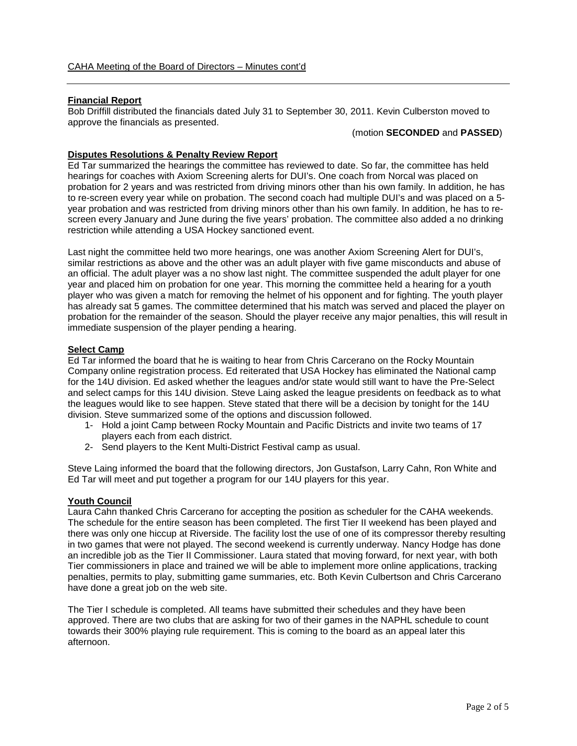CAHA Meeting of the Board of Directors – Minutes cont'd

## Financial Report

Bob Driffill distributed the financials dated July 31 to September 30, 2011. Kevin Culberston moved to approve the financials as presented.

(motion **SECONDED** and **PASSED**)

## Disputes Resolutions & Penalty Review Report

Ed Tar summarized the hearings the committee has reviewed to date. So far, the committee has held hearings for coaches with Axiom Screening alerts for DUI's. One coach from Norcal was placed on probation for 2 years and was restricted from driving minors other than his own family. In addition, he has to re-screen every year while on probation. The second coach had multiple DUI's and was placed on a 5-year probation and was restricted from driving minors other than his own family. In addition, he has to re-screen every January and June during the five years' probation. The committee also added a no drinking restriction while attending a USA Hockey sanctioned event.

Last night the committee held two more hearings, one was another Axiom Screening Alert for DUI's, similar restrictions as above and the other was an adult player with five game misconducts and abuse of an official. The adult player was a no show last night. The committee suspended the adult player for one year and placed him on probation for one year. This morning the committee held a hearing for a youth player who was given a match for removing the helmet of his opponent and for fighting. The youth player has already sat 5 games. The committee determined that his match was served and placed the player on probation for the remainder of the season. Should the player receive any major penalties, this will result in immediate suspension of the player pending a hearing.

## Select Camp

Ed Tar informed the board that he is waiting to hear from Chris Carcerano on the Rocky Mountain Company online registration process. Ed reiterated that USA Hockey has eliminated the National camp for the 14U division. Ed asked whether the leagues and/or state would still want to have the Pre-Select and select camps for this 14U division. Steve Laing asked the league presidents on feedback as to what the leagues would like to see happen. Steve stated that there will be a decision by tonight for the 14U division. Steve summarized some of the options and discussion followed.

1. Hold a joint Camp between Rocky Mountain and Pacific Districts and invite two teams of 17 players each from each district.
2. Send players to the Kent Multi-District Festival camp as usual.

Steve Laing informed the board that the following directors, Jon Gustafson, Larry Cahn, Ron White and Ed Tar will meet and put together a program for our 14U players for this year.

## Youth Council

Laura Cahn thanked Chris Carcerano for accepting the position as scheduler for the CAHA weekends. The schedule for the entire season has been completed. The first Tier II weekend has been played and there was only one hiccup at Riverside. The facility lost the use of one of its compressor thereby resulting in two games that were not played. The second weekend is currently underway. Nancy Hodge has done an incredible job as the Tier II Commissioner. Laura stated that moving forward, for next year, with both Tier commissioners in place and trained we will be able to implement more online applications, tracking penalties, permits to play, submitting game summaries, etc. Both Kevin Culbertson and Chris Carcerano have done a great job on the web site.

The Tier I schedule is completed. All teams have submitted their schedules and they have been approved. There are two clubs that are asking for two of their games in the NAPHL schedule to count towards their 300% playing rule requirement. This is coming to the board as an appeal later this afternoon.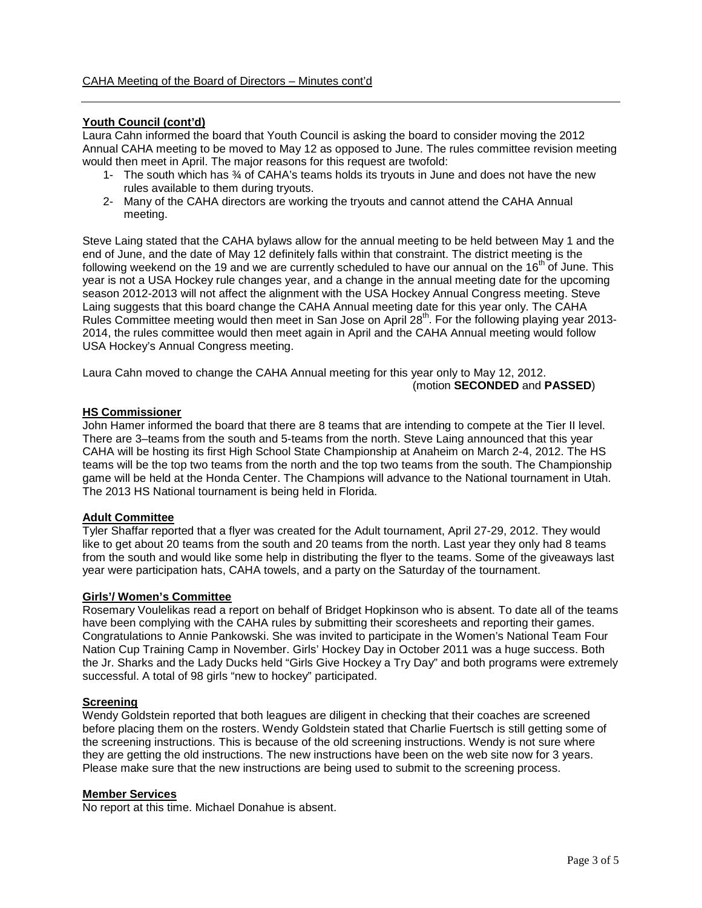CAHA Meeting of the Board of Directors – Minutes cont'd

**Youth Council (cont'd)**

Laura Cahn informed the board that Youth Council is asking the board to consider moving the 2012 Annual CAHA meeting to be moved to May 12 as opposed to June. The rules committee revision meeting would then meet in April. The major reasons for this request are twofold:

1- The south which has ¾ of CAHA's teams holds its tryouts in June and does not have the new rules available to them during tryouts.
2- Many of the CAHA directors are working the tryouts and cannot attend the CAHA Annual meeting.

Steve Laing stated that the CAHA bylaws allow for the annual meeting to be held between May 1 and the end of June, and the date of May 12 definitely falls within that constraint. The district meeting is the following weekend on the 19 and we are currently scheduled to have our annual on the 16th of June. This year is not a USA Hockey rule changes year, and a change in the annual meeting date for the upcoming season 2012-2013 will not affect the alignment with the USA Hockey Annual Congress meeting. Steve Laing suggests that this board change the CAHA Annual meeting date for this year only. The CAHA Rules Committee meeting would then meet in San Jose on April 28th. For the following playing year 2013-2014, the rules committee would then meet again in April and the CAHA Annual meeting would follow USA Hockey's Annual Congress meeting.

Laura Cahn moved to change the CAHA Annual meeting for this year only to May 12, 2012.
(motion **SECONDED** and **PASSED**)

**HS Commissioner**

John Hamer informed the board that there are 8 teams that are intending to compete at the Tier II level. There are 3–teams from the south and 5-teams from the north. Steve Laing announced that this year CAHA will be hosting its first High School State Championship at Anaheim on March 2-4, 2012. The HS teams will be the top two teams from the north and the top two teams from the south. The Championship game will be held at the Honda Center. The Champions will advance to the National tournament in Utah. The 2013 HS National tournament is being held in Florida.

**Adult Committee**

Tyler Shaffar reported that a flyer was created for the Adult tournament, April 27-29, 2012. They would like to get about 20 teams from the south and 20 teams from the north. Last year they only had 8 teams from the south and would like some help in distributing the flyer to the teams. Some of the giveaways last year were participation hats, CAHA towels, and a party on the Saturday of the tournament.

**Girls'/ Women's Committee**

Rosemary Voulelikas read a report on behalf of Bridget Hopkinson who is absent. To date all of the teams have been complying with the CAHA rules by submitting their scoresheets and reporting their games. Congratulations to Annie Pankowski. She was invited to participate in the Women's National Team Four Nation Cup Training Camp in November. Girls' Hockey Day in October 2011 was a huge success. Both the Jr. Sharks and the Lady Ducks held "Girls Give Hockey a Try Day" and both programs were extremely successful. A total of 98 girls "new to hockey" participated.

**Screening**

Wendy Goldstein reported that both leagues are diligent in checking that their coaches are screened before placing them on the rosters. Wendy Goldstein stated that Charlie Fuertsch is still getting some of the screening instructions. This is because of the old screening instructions. Wendy is not sure where they are getting the old instructions. The new instructions have been on the web site now for 3 years. Please make sure that the new instructions are being used to submit to the screening process.

**Member Services**

No report at this time. Michael Donahue is absent.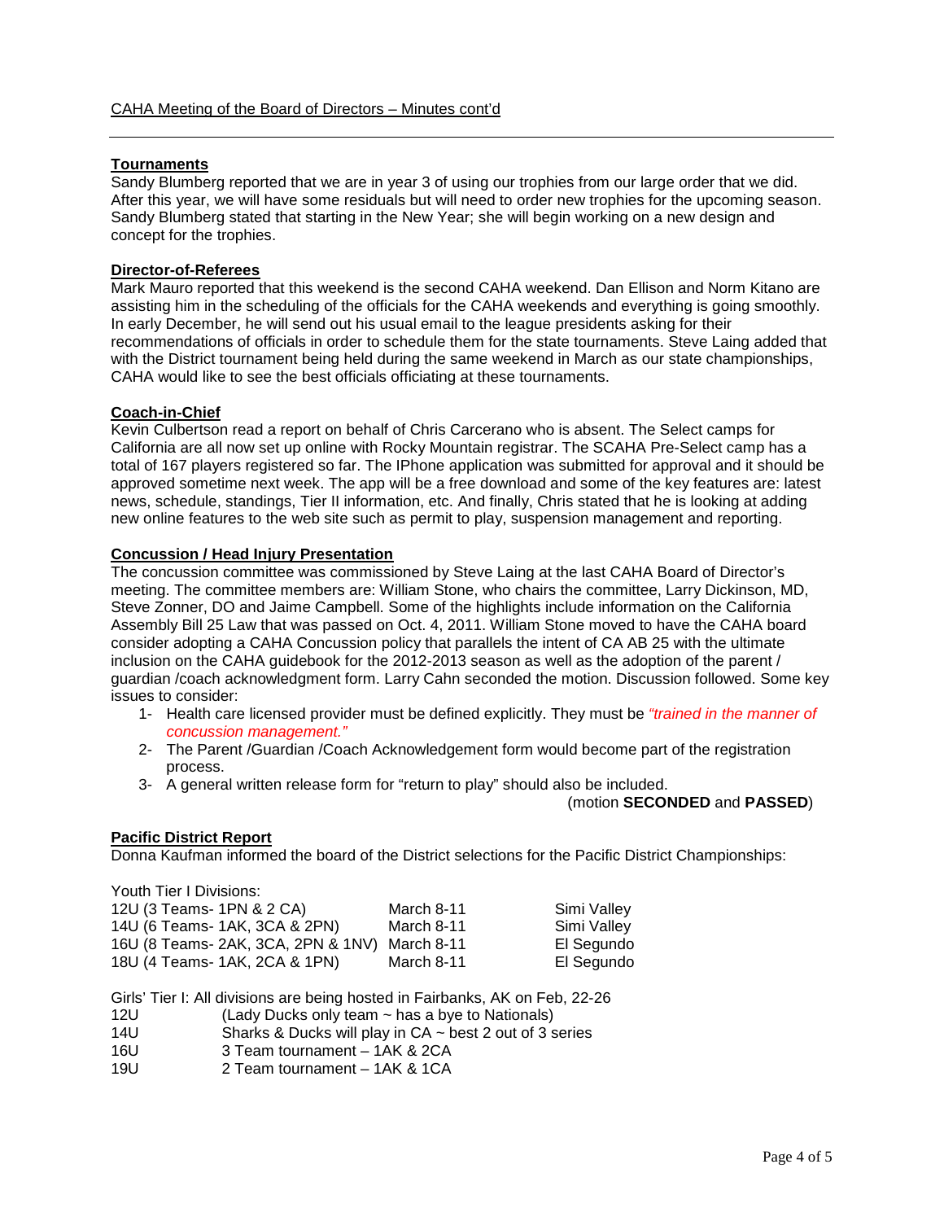**Tournaments**

Sandy Blumberg reported that we are in year 3 of using our trophies from our large order that we did. After this year, we will have some residuals but will need to order new trophies for the upcoming season. Sandy Blumberg stated that starting in the New Year; she will begin working on a new design and concept for the trophies.

**Director-of-Referees**

Mark Mauro reported that this weekend is the second CAHA weekend. Dan Ellison and Norm Kitano are assisting him in the scheduling of the officials for the CAHA weekends and everything is going smoothly. In early December, he will send out his usual email to the league presidents asking for their recommendations of officials in order to schedule them for the state tournaments. Steve Laing added that with the District tournament being held during the same weekend in March as our state championships, CAHA would like to see the best officials officiating at these tournaments.

**Coach-in-Chief**

Kevin Culbertson read a report on behalf of Chris Carcerano who is absent. The Select camps for California are all now set up online with Rocky Mountain registrar. The SCAHA Pre-Select camp has a total of 167 players registered so far. The IPhone application was submitted for approval and it should be approved sometime next week. The app will be a free download and some of the key features are: latest news, schedule, standings, Tier II information, etc. And finally, Chris stated that he is looking at adding new online features to the web site such as permit to play, suspension management and reporting.

**Concussion / Head Injury Presentation**

The concussion committee was commissioned by Steve Laing at the last CAHA Board of Director's meeting. The committee members are: William Stone, who chairs the committee, Larry Dickinson, MD, Steve Zonner, DO and Jaime Campbell. Some of the highlights include information on the California Assembly Bill 25 Law that was passed on Oct. 4, 2011. William Stone moved to have the CAHA board consider adopting a CAHA Concussion policy that parallels the intent of CA AB 25 with the ultimate inclusion on the CAHA guidebook for the 2012-2013 season as well as the adoption of the parent / guardian /coach acknowledgment form. Larry Cahn seconded the motion. Discussion followed. Some key issues to consider:

1- Health care licensed provider must be defined explicitly. They must be *"trained in the manner of concussion management."*
2- The Parent /Guardian /Coach Acknowledgement form would become part of the registration process.
3- A general written release form for "return to play" should also be included.

(motion **SECONDED** and **PASSED**)

**Pacific District Report**

Donna Kaufman informed the board of the District selections for the Pacific District Championships:

Youth Tier I Divisions:

| | | |
|---|---|---|
| 12U (3 Teams- 1PN & 2 CA) | March 8-11 | Simi Valley |
| 14U (6 Teams- 1AK, 3CA & 2PN) | March 8-11 | Simi Valley |
| 16U (8 Teams- 2AK, 3CA, 2PN & 1NV) | March 8-11 | El Segundo |
| 18U (4 Teams- 1AK, 2CA & 1PN) | March 8-11 | El Segundo |

Girls' Tier I: All divisions are being hosted in Fairbanks, AK on Feb, 22-26

| | |
|---|---|
| 12U | (Lady Ducks only team ~ has a bye to Nationals) |
| 14U | Sharks & Ducks will play in CA ~ best 2 out of 3 series |
| 16U | 3 Team tournament – 1AK & 2CA |
| 19U | 2 Team tournament – 1AK & 1CA |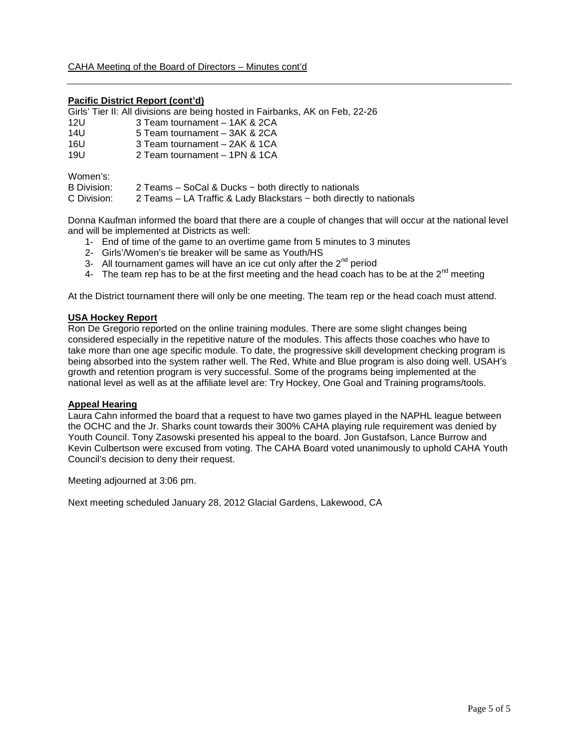CAHA Meeting of the Board of Directors – Minutes cont'd

**Pacific District Report (cont'd)**

Girls' Tier II: All divisions are being hosted in Fairbanks, AK on Feb, 22-26

| | |
|---|---|
| 12U | 3 Team tournament – 1AK & 2CA |
| 14U | 5 Team tournament – 3AK & 2CA |
| 16U | 3 Team tournament – 2AK & 1CA |
| 19U | 2 Team tournament – 1PN & 1CA |

Women's:

| | |
|---|---|
| B Division: | 2 Teams – SoCal & Ducks ~ both directly to nationals |
| C Division: | 2 Teams – LA Traffic & Lady Blackstars ~ both directly to nationals |

Donna Kaufman informed the board that there are a couple of changes that will occur at the national level and will be implemented at Districts as well:

1- End of time of the game to an overtime game from 5 minutes to 3 minutes
2- Girls'/Women's tie breaker will be same as Youth/HS
3- All tournament games will have an ice cut only after the 2nd period
4- The team rep has to be at the first meeting and the head coach has to be at the 2nd meeting

At the District tournament there will only be one meeting. The team rep or the head coach must attend.

**USA Hockey Report**

Ron De Gregorio reported on the online training modules. There are some slight changes being considered especially in the repetitive nature of the modules. This affects those coaches who have to take more than one age specific module. To date, the progressive skill development checking program is being absorbed into the system rather well. The Red, White and Blue program is also doing well. USAH's growth and retention program is very successful. Some of the programs being implemented at the national level as well as at the affiliate level are: Try Hockey, One Goal and Training programs/tools.

**Appeal Hearing**

Laura Cahn informed the board that a request to have two games played in the NAPHL league between the OCHC and the Jr. Sharks count towards their 300% CAHA playing rule requirement was denied by Youth Council. Tony Zasowski presented his appeal to the board. Jon Gustafson, Lance Burrow and Kevin Culbertson were excused from voting. The CAHA Board voted unanimously to uphold CAHA Youth Council's decision to deny their request.

Meeting adjourned at 3:06 pm.

Next meeting scheduled January 28, 2012 Glacial Gardens, Lakewood, CA